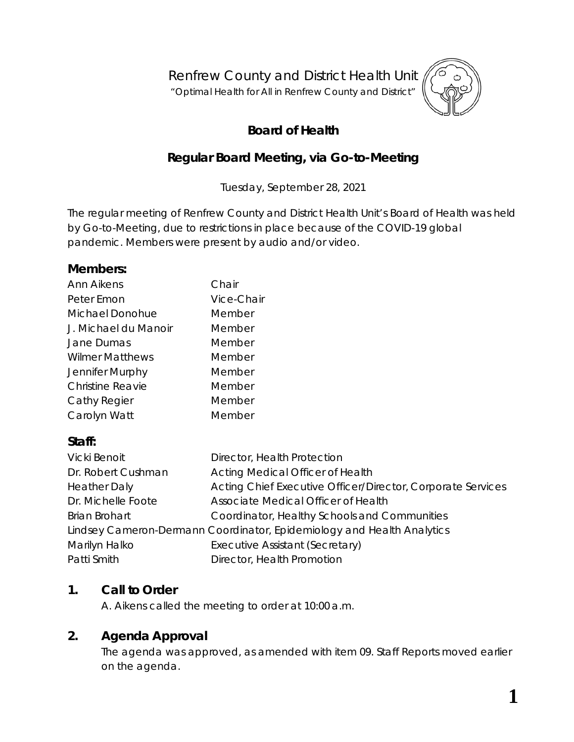Renfrew County and District Health Unit

"Optimal Health for All in Renfrew County and District"

# Board of Health

## Regular Board Meeting, via Go-to-Meeting

Tuesday, September 28, 2021

The regular meeting of Renfrew County and District Health Unit's Board of Health was held by Go-to-Meeting, due to restrictions in place because of the COVID-19 global pandemic. Members were present by audio and/or video.

### Members:

| | |
|---|---|
| Ann Aikens | Chair |
| Peter Emon | Vice-Chair |
| Michael Donohue | Member |
| J. Michael du Manoir | Member |
| Jane Dumas | Member |
| Wilmer Matthews | Member |
| Jennifer Murphy | Member |
| Christine Reavie | Member |
| Cathy Regier | Member |
| Carolyn Watt | Member |

### Staff:

| | |
|---|---|
| Vicki Benoit | Director, Health Protection |
| Dr. Robert Cushman | Acting Medical Officer of Health |
| Heather Daly | Acting Chief Executive Officer/Director, Corporate Services |
| Dr. Michelle Foote | Associate Medical Officer of Health |
| Brian Brohart | Coordinator, Healthy Schools and Communities |
| Lindsey Cameron-Dermann | Coordinator, Epidemiology and Health Analytics |
| Marilyn Halko | Executive Assistant (Secretary) |
| Patti Smith | Director, Health Promotion |

## 1. Call to Order

A. Aikens called the meeting to order at 10:00 a.m.

## 2. Agenda Approval

The agenda was approved, as amended with item 09. Staff Reports moved earlier on the agenda.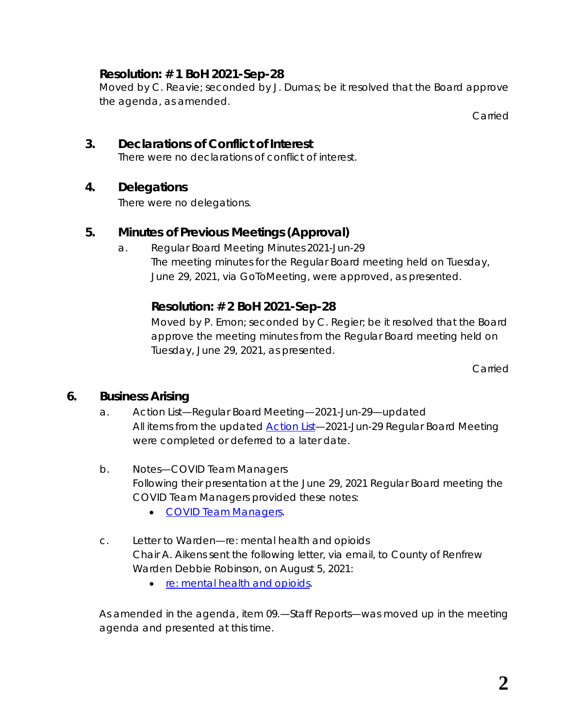**Resolution: # 1 BoH 2021-Sep-28**

Moved by C. Reavie; seconded by J. Dumas; be it resolved that the Board approve the agenda, as amended.

Carried

## 3. Declarations of Conflict of Interest

There were no declarations of conflict of interest.

## 4. Delegations

There were no delegations.

## 5. Minutes of Previous Meetings (Approval)

a. Regular Board Meeting Minutes 2021-Jun-29

The meeting minutes for the Regular Board meeting held on Tuesday, June 29, 2021, via GoToMeeting, were approved, as presented.

**Resolution: # 2 BoH 2021-Sep-28**

Moved by P. Emon; seconded by C. Regier; be it resolved that the Board approve the meeting minutes from the Regular Board meeting held on Tuesday, June 29, 2021, as presented.

Carried

## 6. Business Arising

a. Action List—Regular Board Meeting—2021-Jun-29—updated

All items from the updated Action List—2021-Jun-29 Regular Board Meeting were completed or deferred to a later date.

b. Notes—COVID Team Managers

Following their presentation at the June 29, 2021 Regular Board meeting the COVID Team Managers provided these notes:

- COVID Team Managers.

c. Letter to Warden—re: mental health and opioids

Chair A. Aikens sent the following letter, via email, to County of Renfrew Warden Debbie Robinson, on August 5, 2021:

- re: mental health and opioids.

As amended in the agenda, item 09.—Staff Reports—was moved up in the meeting agenda and presented at this time.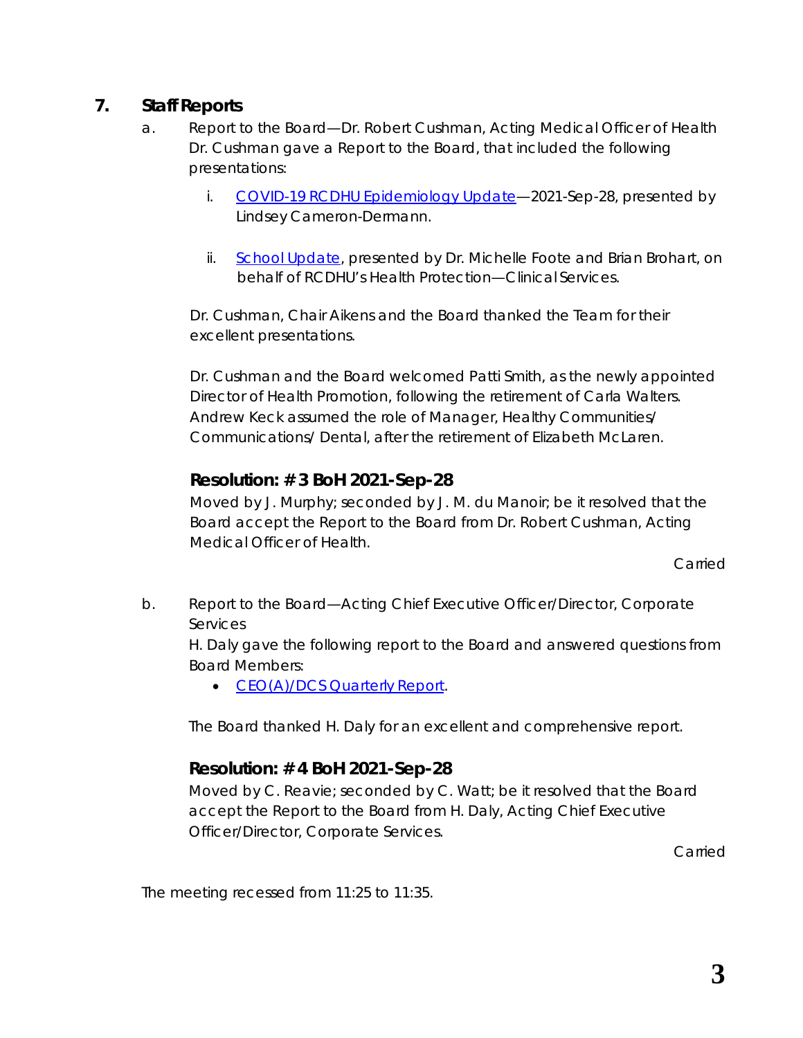## 7. Staff Reports

a. Report to the Board—Dr. Robert Cushman, Acting Medical Officer of Health
Dr. Cushman gave a Report to the Board, that included the following presentations:

i. COVID-19 RCDHU Epidemiology Update—2021-Sep-28, presented by Lindsey Cameron-Dermann.

ii. School Update, presented by Dr. Michelle Foote and Brian Brohart, on behalf of RCDHU's Health Protection—Clinical Services.

Dr. Cushman, Chair Aikens and the Board thanked the Team for their excellent presentations.

Dr. Cushman and the Board welcomed Patti Smith, as the newly appointed Director of Health Promotion, following the retirement of Carla Walters. Andrew Keck assumed the role of Manager, Healthy Communities/ Communications/ Dental, after the retirement of Elizabeth McLaren.

### Resolution: # 3 BoH 2021-Sep-28

Moved by J. Murphy; seconded by J. M. du Manoir; be it resolved that the Board accept the Report to the Board from Dr. Robert Cushman, Acting Medical Officer of Health.

Carried

b. Report to the Board—Acting Chief Executive Officer/Director, Corporate Services
H. Daly gave the following report to the Board and answered questions from Board Members:

- CEO(A)/DCS Quarterly Report.

The Board thanked H. Daly for an excellent and comprehensive report.

### Resolution: # 4 BoH 2021-Sep-28

Moved by C. Reavie; seconded by C. Watt; be it resolved that the Board accept the Report to the Board from H. Daly, Acting Chief Executive Officer/Director, Corporate Services.

Carried

The meeting recessed from 11:25 to 11:35.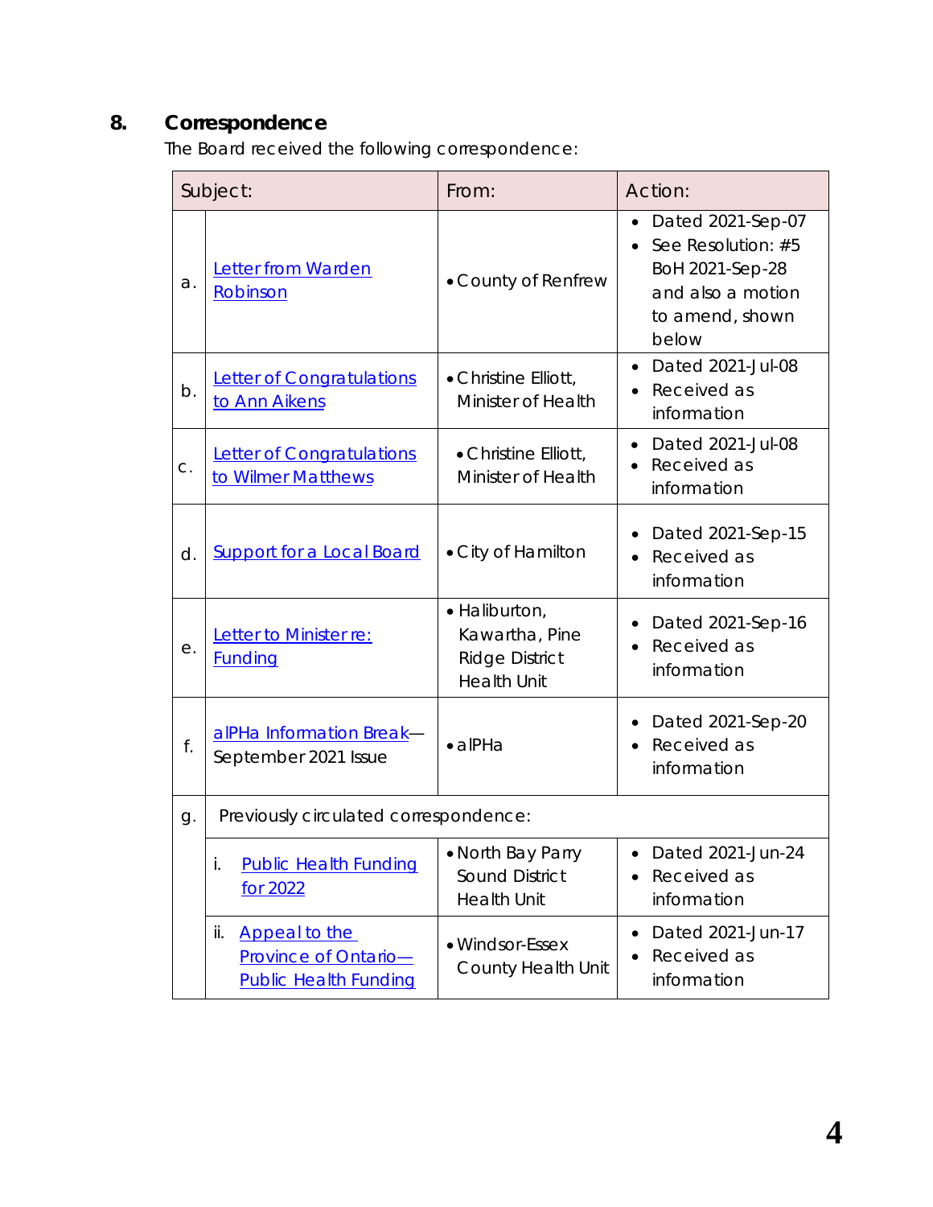## 8. Correspondence

The Board received the following correspondence:

| | Subject: | From: | Action: |
|---|---|---|---|
| a. | Letter from Warden Robinson | • County of Renfrew | • Dated 2021-Sep-07<br>• See Resolution: #5 BoH 2021-Sep-28 and also a motion to amend, shown below |
| b. | Letter of Congratulations to Ann Aikens | • Christine Elliott, Minister of Health | • Dated 2021-Jul-08<br>• Received as information |
| c. | Letter of Congratulations to Wilmer Matthews | • Christine Elliott, Minister of Health | • Dated 2021-Jul-08<br>• Received as information |
| d. | Support for a Local Board | • City of Hamilton | • Dated 2021-Sep-15<br>• Received as information |
| e. | Letter to Minister re: Funding | • Haliburton, Kawartha, Pine Ridge District Health Unit | • Dated 2021-Sep-16<br>• Received as information |
| f. | alPHa Information Break—September 2021 Issue | • alPHa | • Dated 2021-Sep-20<br>• Received as information |
| g. | Previously circulated correspondence: | | |
| | i. Public Health Funding for 2022 | • North Bay Parry Sound District Health Unit | • Dated 2021-Jun-24<br>• Received as information |
| | ii. Appeal to the Province of Ontario—Public Health Funding | • Windsor-Essex County Health Unit | • Dated 2021-Jun-17<br>• Received as information |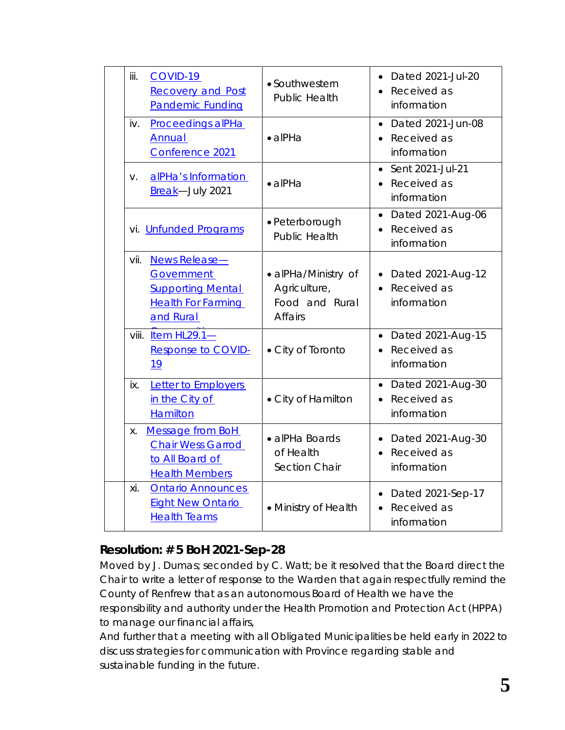| | Item | Source | Details |
|---|---|---|---|
| | iii. COVID-19 Recovery and Post Pandemic Funding | • Southwestern Public Health | • Dated 2021-Jul-20<br>• Received as information |
| | iv. Proceedings alPHa Annual Conference 2021 | • alPHa | • Dated 2021-Jun-08<br>• Received as information |
| | v. alPHa's Information Break—July 2021 | • alPHa | • Sent 2021-Jul-21<br>• Received as information |
| | vi. Unfunded Programs | • Peterborough Public Health | • Dated 2021-Aug-06<br>• Received as information |
| | vii. News Release—Government Supporting Mental Health For Farming and Rural Communities | • alPHa/Ministry of Agriculture, Food and Rural Affairs | • Dated 2021-Aug-12<br>• Received as information |
| | viii. Item HL29.1—Response to COVID-19 | • City of Toronto | • Dated 2021-Aug-15<br>• Received as information |
| | ix. Letter to Employers in the City of Hamilton | • City of Hamilton | • Dated 2021-Aug-30<br>• Received as information |
| | x. Message from BoH Chair Wess Garrod to All Board of Health Members | • alPHa Boards of Health Section Chair | • Dated 2021-Aug-30<br>• Received as information |
| | xi. Ontario Announces Eight New Ontario Health Teams | • Ministry of Health | • Dated 2021-Sep-17<br>• Received as information |

### Resolution: # 5 BoH 2021-Sep-28

Moved by J. Dumas; seconded by C. Watt; be it resolved that the Board direct the Chair to write a letter of response to the Warden that again respectfully remind the County of Renfrew that as an autonomous Board of Health we have the responsibility and authority under the Health Promotion and Protection Act (HPPA) to manage our financial affairs,

And further that a meeting with all Obligated Municipalities be held early in 2022 to discuss strategies for communication with Province regarding stable and sustainable funding in the future.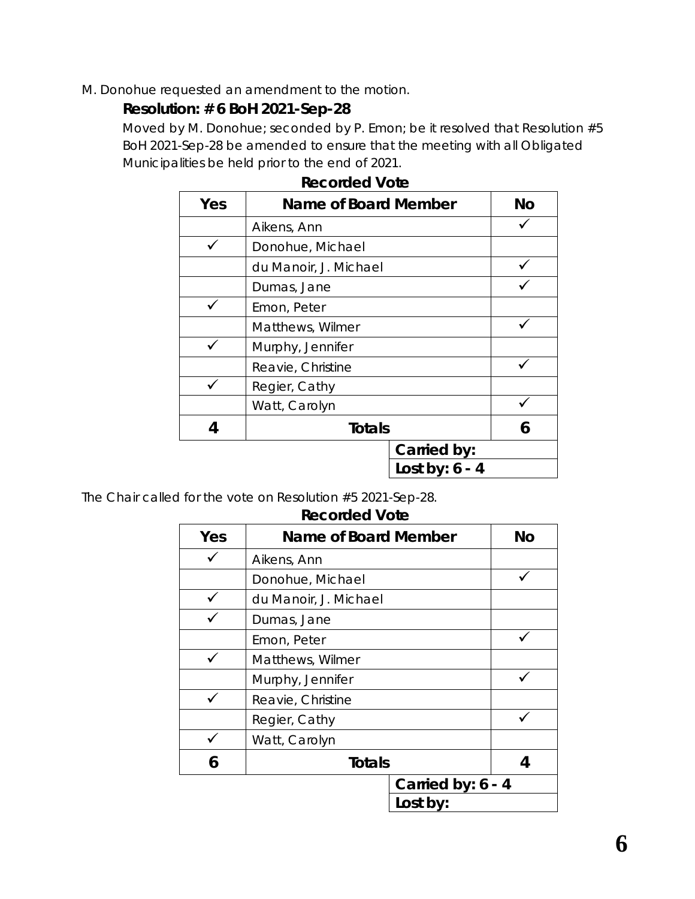M. Donohue requested an amendment to the motion.

**Resolution: # 6 BoH 2021-Sep-28**

Moved by M. Donohue; seconded by P. Emon; be it resolved that Resolution #5 BoH 2021-Sep-28 be amended to ensure that the meeting with all Obligated Municipalities be held prior to the end of 2021.

**Recorded Vote**

| Yes | Name of Board Member | No |
|---|---|---|
| | Aikens, Ann | ✓ |
| ✓ | Donohue, Michael | |
| | du Manoir, J. Michael | ✓ |
| | Dumas, Jane | ✓ |
| ✓ | Emon, Peter | |
| | Matthews, Wilmer | ✓ |
| ✓ | Murphy, Jennifer | |
| | Reavie, Christine | ✓ |
| ✓ | Regier, Cathy | |
| | Watt, Carolyn | ✓ |
| **4** | **Totals** | **6** |
| | **Carried by:** | |
| | **Lost by: 6 - 4** | |

The Chair called for the vote on Resolution #5 2021-Sep-28.

**Recorded Vote**

| Yes | Name of Board Member | No |
|---|---|---|
| ✓ | Aikens, Ann | |
| | Donohue, Michael | ✓ |
| ✓ | du Manoir, J. Michael | |
| ✓ | Dumas, Jane | |
| | Emon, Peter | ✓ |
| ✓ | Matthews, Wilmer | |
| | Murphy, Jennifer | ✓ |
| ✓ | Reavie, Christine | |
| | Regier, Cathy | ✓ |
| ✓ | Watt, Carolyn | |
| **6** | **Totals** | **4** |
| | **Carried by: 6 - 4** | |
| | **Lost by:** | |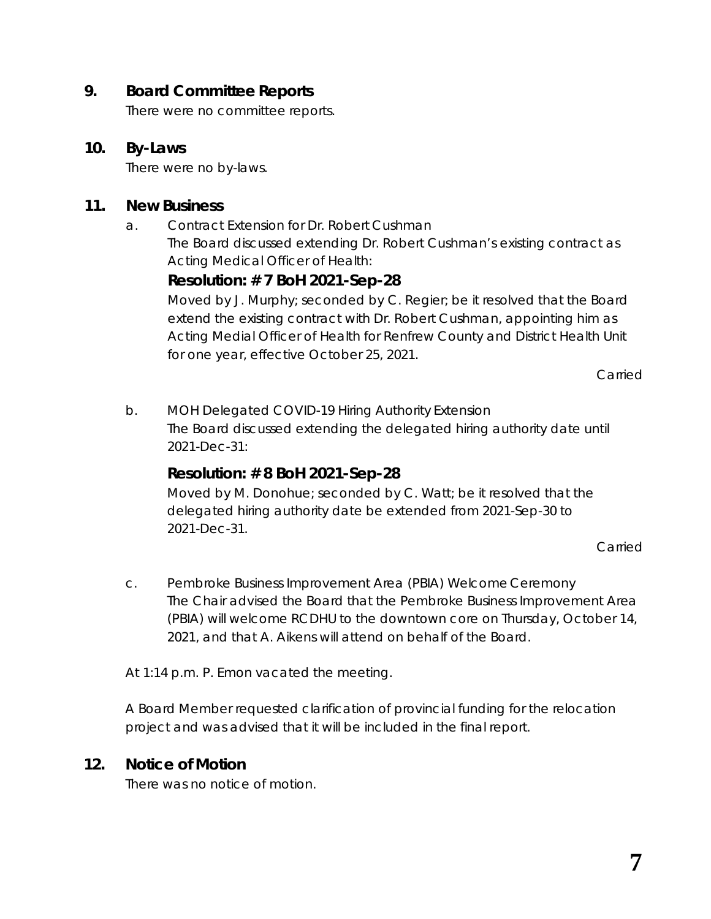## 9. Board Committee Reports

There were no committee reports.

## 10. By-Laws

There were no by-laws.

## 11. New Business

a. Contract Extension for Dr. Robert Cushman

The Board discussed extending Dr. Robert Cushman's existing contract as Acting Medical Officer of Health:

**Resolution: # 7 BoH 2021-Sep-28**

Moved by J. Murphy; seconded by C. Regier; be it resolved that the Board extend the existing contract with Dr. Robert Cushman, appointing him as Acting Medial Officer of Health for Renfrew County and District Health Unit for one year, effective October 25, 2021.

Carried

b. MOH Delegated COVID-19 Hiring Authority Extension

The Board discussed extending the delegated hiring authority date until 2021-Dec-31:

**Resolution: # 8 BoH 2021-Sep-28**

Moved by M. Donohue; seconded by C. Watt; be it resolved that the delegated hiring authority date be extended from 2021-Sep-30 to 2021-Dec-31.

Carried

c. Pembroke Business Improvement Area (PBIA) Welcome Ceremony

The Chair advised the Board that the Pembroke Business Improvement Area (PBIA) will welcome RCDHU to the downtown core on Thursday, October 14, 2021, and that A. Aikens will attend on behalf of the Board.

At 1:14 p.m. P. Emon vacated the meeting.

A Board Member requested clarification of provincial funding for the relocation project and was advised that it will be included in the final report.

## 12. Notice of Motion

There was no notice of motion.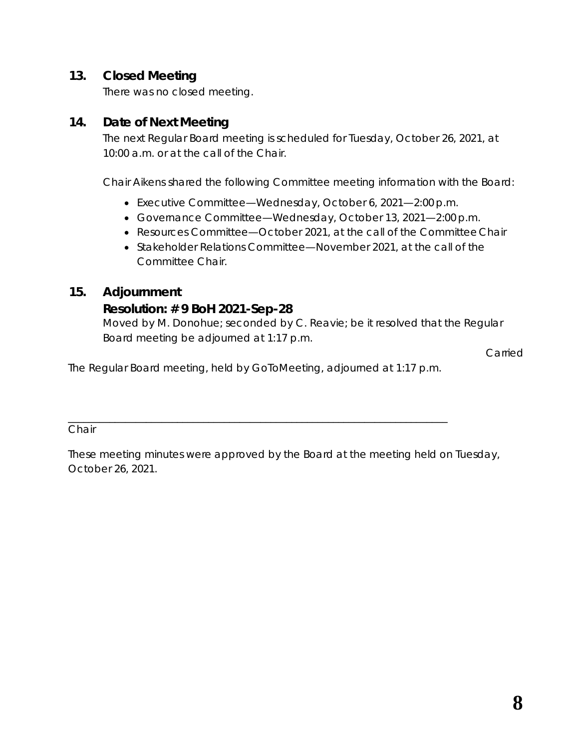## 13. Closed Meeting

There was no closed meeting.

## 14. Date of Next Meeting

The next Regular Board meeting is scheduled for Tuesday, October 26, 2021, at 10:00 a.m. or at the call of the Chair.

Chair Aikens shared the following Committee meeting information with the Board:

- Executive Committee—Wednesday, October 6, 2021—2:00 p.m.
- Governance Committee—Wednesday, October 13, 2021—2:00 p.m.
- Resources Committee—October 2021, at the call of the Committee Chair
- Stakeholder Relations Committee—November 2021, at the call of the Committee Chair.

## 15. Adjournment

### Resolution: # 9 BoH 2021-Sep-28

Moved by M. Donohue; seconded by C. Reavie; be it resolved that the Regular Board meeting be adjourned at 1:17 p.m.

Carried

The Regular Board meeting, held by GoToMeeting, adjourned at 1:17 p.m.

\_\_\_\_\_\_\_\_\_\_\_\_\_\_\_\_\_\_\_\_\_\_\_\_\_\_\_\_\_\_\_\_\_\_\_\_\_\_\_\_\_\_\_\_\_\_\_\_\_\_\_\_\_\_\_\_\_\_\_\_\_\_\_\_\_\_\_\_

Chair

These meeting minutes were approved by the Board at the meeting held on Tuesday, October 26, 2021.